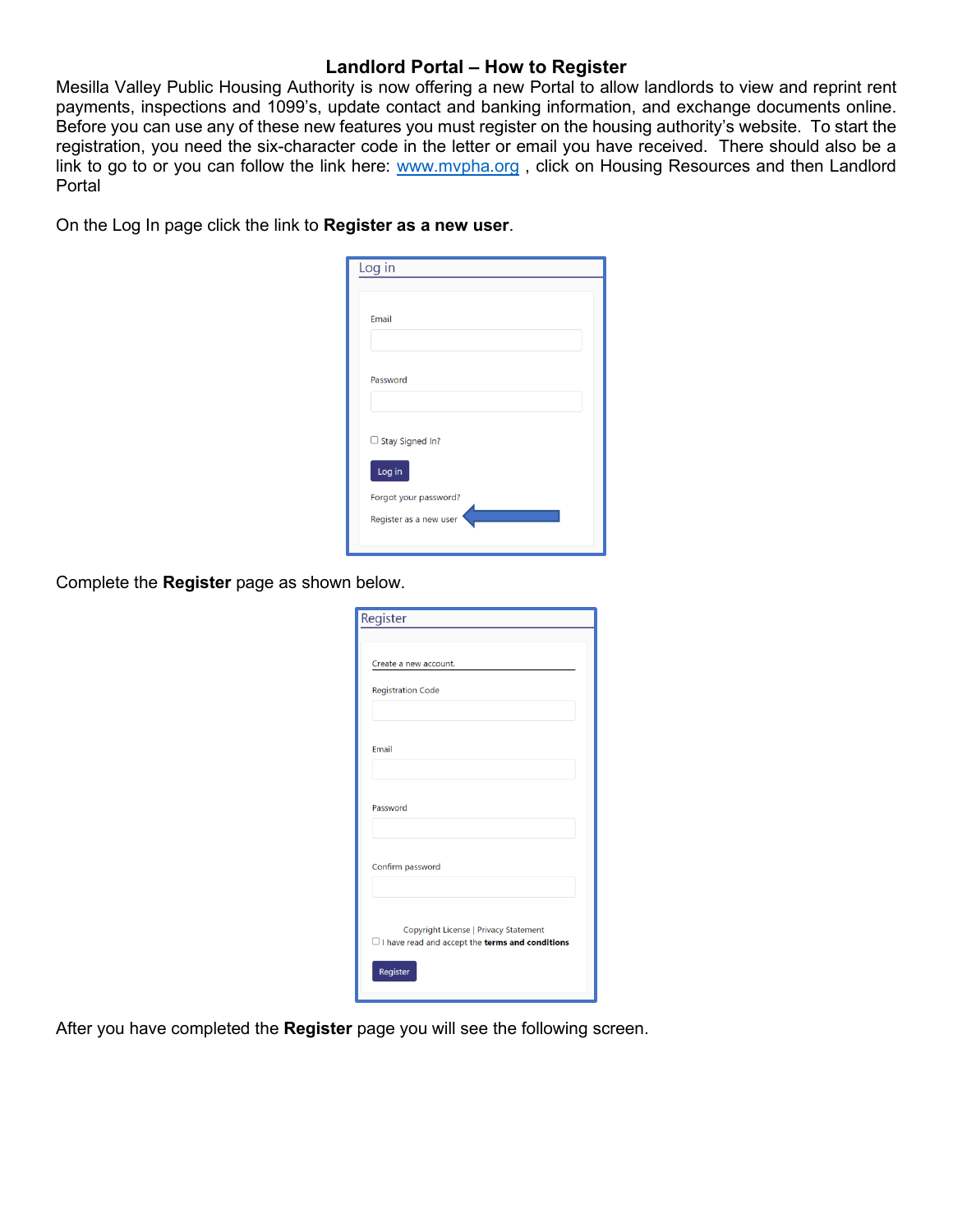# Landlord Portal – How to Register

Mesilla Valley Public Housing Authority is now offering a new Portal to allow landlords to view and reprint rent payments, inspections and 1099's, update contact and banking information, and exchange documents online. Before you can use any of these new features you must register on the housing authority's website. To start the registration, you need the six-character code in the letter or email you have received. There should also be a link to go to or you can follow the link here: [www.mvpha.org](http://www.mvpha.org) , click on Housing Resources and then Landlord Portal

On the Log In page click the link to **Register as a new user**.

Log in

Email

Password

Stay Signed In?

Log in

Forgot your password?

Register as a new user

Complete the **Register** page as shown below.

Register

Create a new account.

Registration Code

Email

Password

Confirm password

Copyright License | Privacy Statement

I have read and accept the **terms and conditions**

Register

After you have completed the **Register** page you will see the following screen.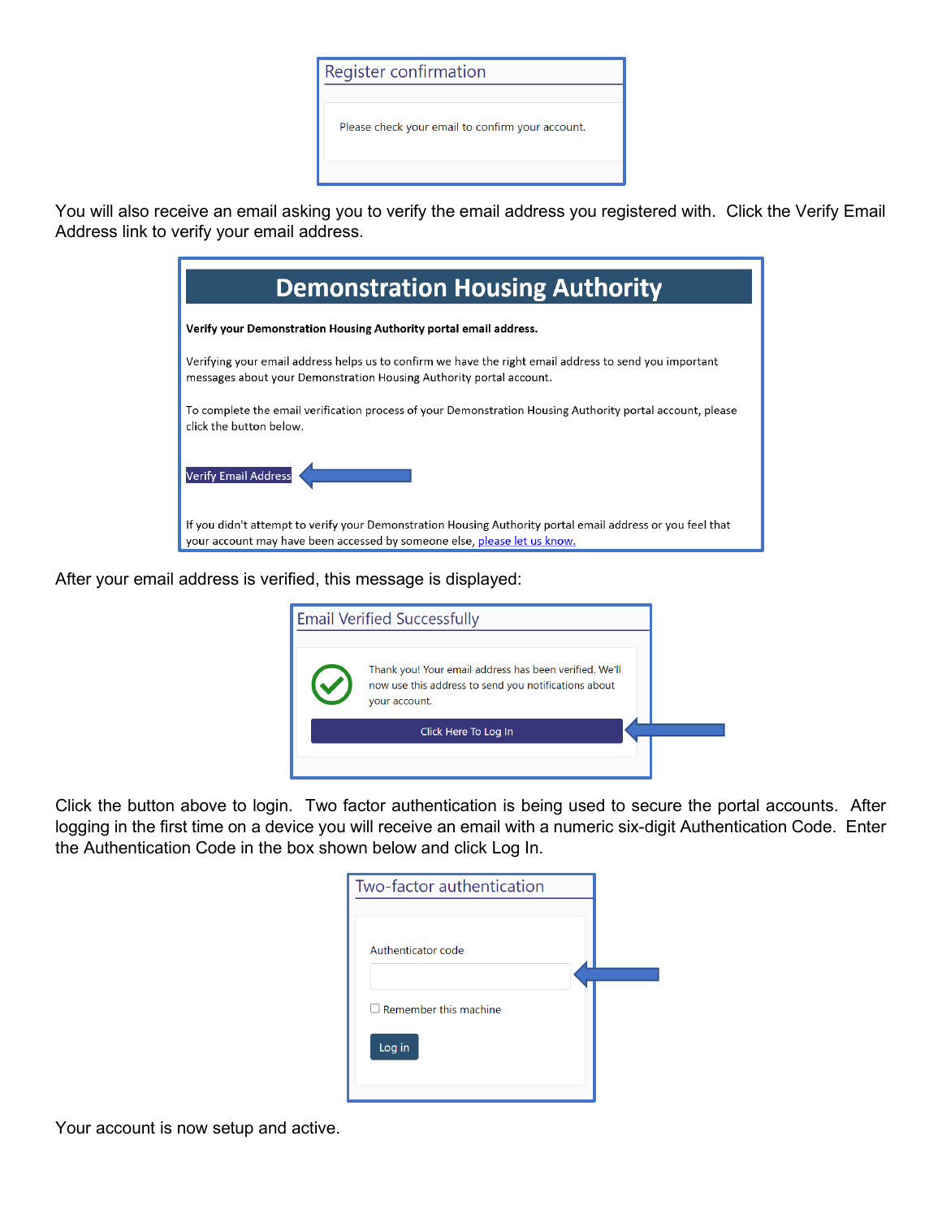**Register confirmation**

Please check your email to confirm your account.

You will also receive an email asking you to verify the email address you registered with. Click the Verify Email Address link to verify your email address.

**Demonstration Housing Authority**

**Verify your Demonstration Housing Authority portal email address.**

Verifying your email address helps us to confirm we have the right email address to send you important messages about your Demonstration Housing Authority portal account.

To complete the email verification process of your Demonstration Housing Authority portal account, please click the button below.

Verify Email Address

If you didn't attempt to verify your Demonstration Housing Authority portal email address or you feel that your account may have been accessed by someone else, please let us know.

After your email address is verified, this message is displayed:

**Email Verified Successfully**

Thank you! Your email address has been verified. We'll now use this address to send you notifications about your account.

Click Here To Log In

Click the button above to login. Two factor authentication is being used to secure the portal accounts. After logging in the first time on a device you will receive an email with a numeric six-digit Authentication Code. Enter the Authentication Code in the box shown below and click Log In.

**Two-factor authentication**

Authenticator code

☐ Remember this machine

Log in

Your account is now setup and active.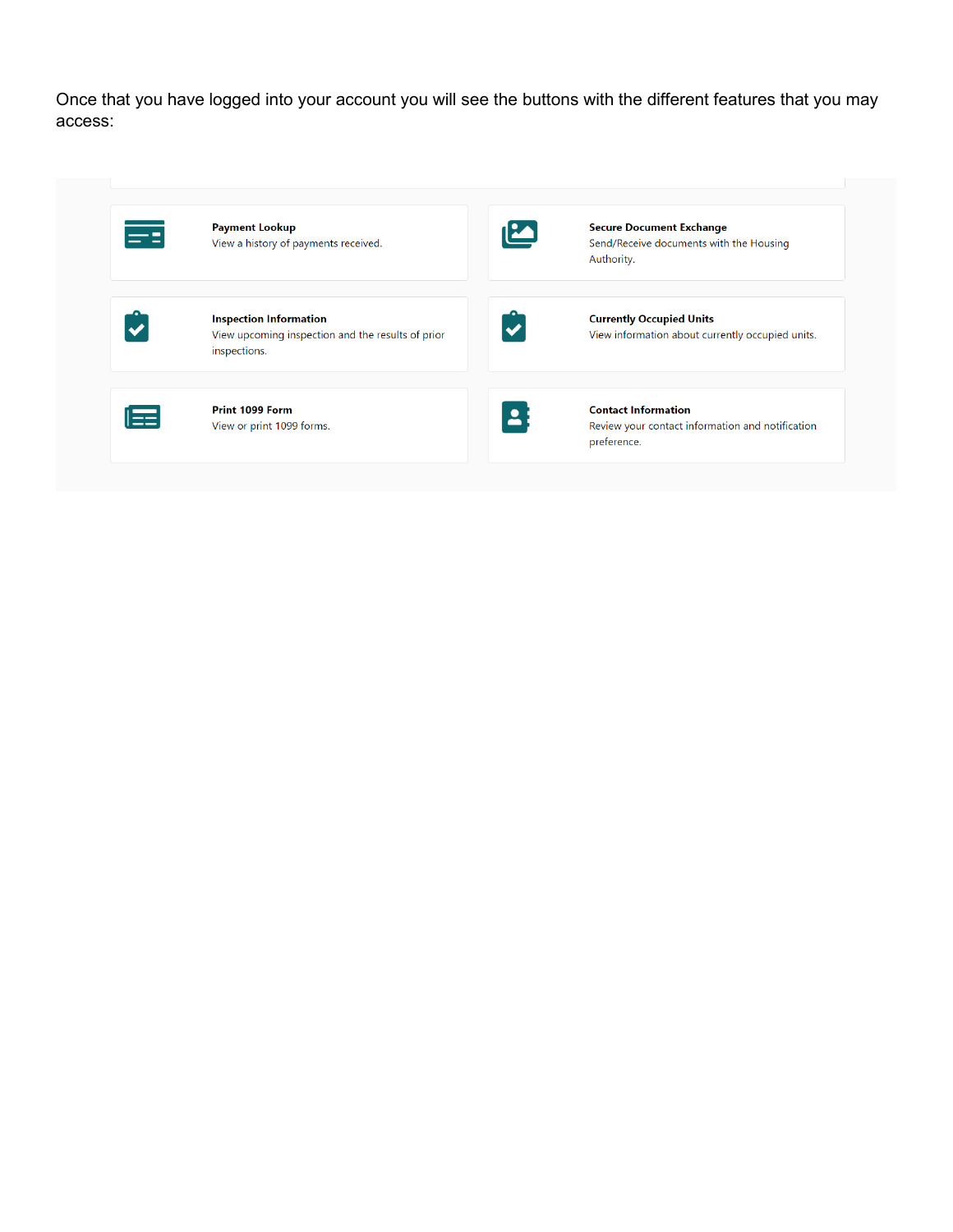Once that you have logged into your account you will see the buttons with the different features that you may access:

**Payment Lookup**
View a history of payments received.

**Secure Document Exchange**
Send/Receive documents with the Housing Authority.

**Inspection Information**
View upcoming inspection and the results of prior inspections.

**Currently Occupied Units**
View information about currently occupied units.

**Print 1099 Form**
View or print 1099 forms.

**Contact Information**
Review your contact information and notification preference.